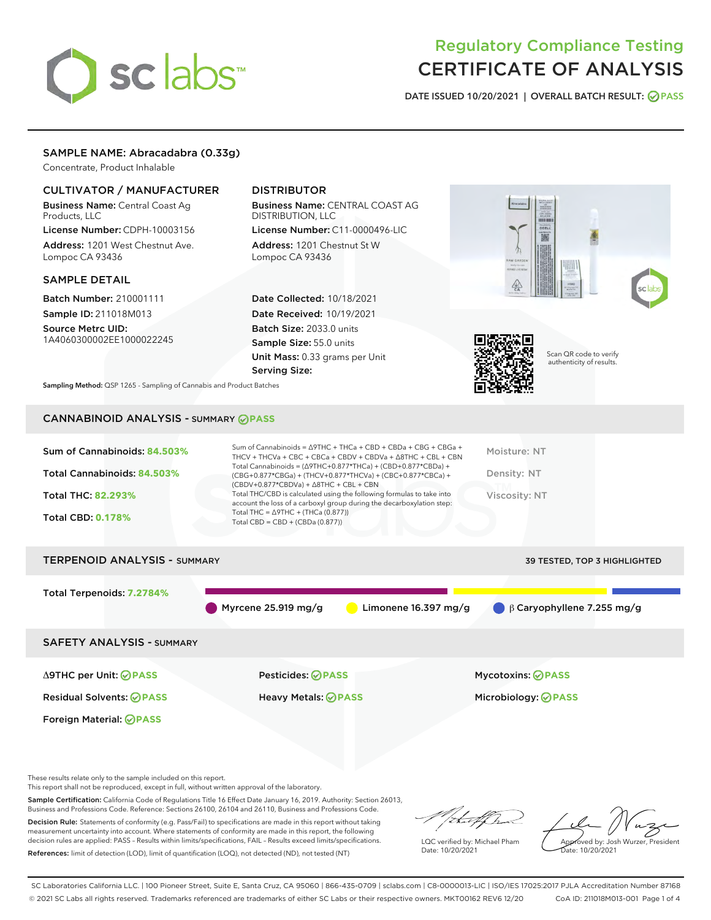# Regulatory Compliance Testing
# CERTIFICATE OF ANALYSIS

DATE ISSUED 10/20/2021 | OVERALL BATCH RESULT: PASS

## SAMPLE NAME: Abracadabra (0.33g)

Concentrate, Product Inhalable

### CULTIVATOR / MANUFACTURER

**Business Name:** Central Coast Ag Products, LLC

**License Number:** CDPH-10003156

**Address:** 1201 West Chestnut Ave. Lompoc CA 93436

### DISTRIBUTOR

**Business Name:** CENTRAL COAST AG DISTRIBUTION, LLC

**License Number:** C11-0000496-LIC

**Address:** 1201 Chestnut St W Lompoc CA 93436

### SAMPLE DETAIL

**Batch Number:** 210001111

**Sample ID:** 211018M013

**Source Metrc UID:** 1A4060300002EE1000022245

**Date Collected:** 10/18/2021

**Date Received:** 10/19/2021

**Batch Size:** 2033.0 units

**Sample Size:** 55.0 units

**Unit Mass:** 0.33 grams per Unit

**Serving Size:**

Scan QR code to verify authenticity of results.

**Sampling Method:** QSP 1265 - Sampling of Cannabis and Product Batches

## CANNABINOID ANALYSIS - SUMMARY PASS

**Sum of Cannabinoids:** 84.503%

**Total Cannabinoids:** 84.503%

**Total THC:** 82.293%

**Total CBD:** 0.178%

Sum of Cannabinoids = Δ9THC + THCa + CBD + CBDa + CBG + CBGa + THCV + THCVa + CBC + CBCa + CBDV + CBDVa + Δ8THC + CBL + CBN
Total Cannabinoids = (Δ9THC+0.877*THCa) + (CBD+0.877*CBDa) + (CBG+0.877*CBGa) + (THCV+0.877*THCVa) + (CBC+0.877*CBCa) + (CBDV+0.877*CBDVa) + Δ8THC + CBL + CBN
Total THC/CBD is calculated using the following formulas to take into account the loss of a carboxyl group during the decarboxylation step:
Total THC = Δ9THC + (THCa (0.877))
Total CBD = CBD + (CBDa (0.877))

Moisture: NT

Density: NT

Viscosity: NT

## TERPENOID ANALYSIS - SUMMARY

39 TESTED, TOP 3 HIGHLIGHTED

**Total Terpenoids:** 7.2784%

Myrcene 25.919 mg/g | Limonene 16.397 mg/g | β Caryophyllene 7.255 mg/g

## SAFETY ANALYSIS - SUMMARY

| | | |
|---|---|---|
| Δ9THC per Unit: PASS | Pesticides: PASS | Mycotoxins: PASS |
| Residual Solvents: PASS | Heavy Metals: PASS | Microbiology: PASS |
| Foreign Material: PASS | | |

These results relate only to the sample included on this report.
This report shall not be reproduced, except in full, without written approval of the laboratory.

**Sample Certification:** California Code of Regulations Title 16 Effect Date January 16, 2019. Authority: Section 26013, Business and Professions Code. Reference: Sections 26100, 26104 and 26110, Business and Professions Code.

**Decision Rule:** Statements of conformity (e.g. Pass/Fail) to specifications are made in this report without taking measurement uncertainty into account. Where statements of conformity are made in this report, the following decision rules are applied: PASS – Results within limits/specifications, FAIL – Results exceed limits/specifications.

**References:** limit of detection (LOD), limit of quantification (LOQ), not detected (ND), not tested (NT)

LQC verified by: Michael Pham
Date: 10/20/2021

Approved by: Josh Wurzer, President
Date: 10/20/2021

SC Laboratories California LLC. | 100 Pioneer Street, Suite E, Santa Cruz, CA 95060 | 866-435-0709 | sclabs.com | C8-0000013-LIC | ISO/IES 17025:2017 PJLA Accreditation Number 87168
© 2021 SC Labs all rights reserved. Trademarks referenced are trademarks of either SC Labs or their respective owners. MKT00162 REV6 12/20 CoA ID: 211018M013-001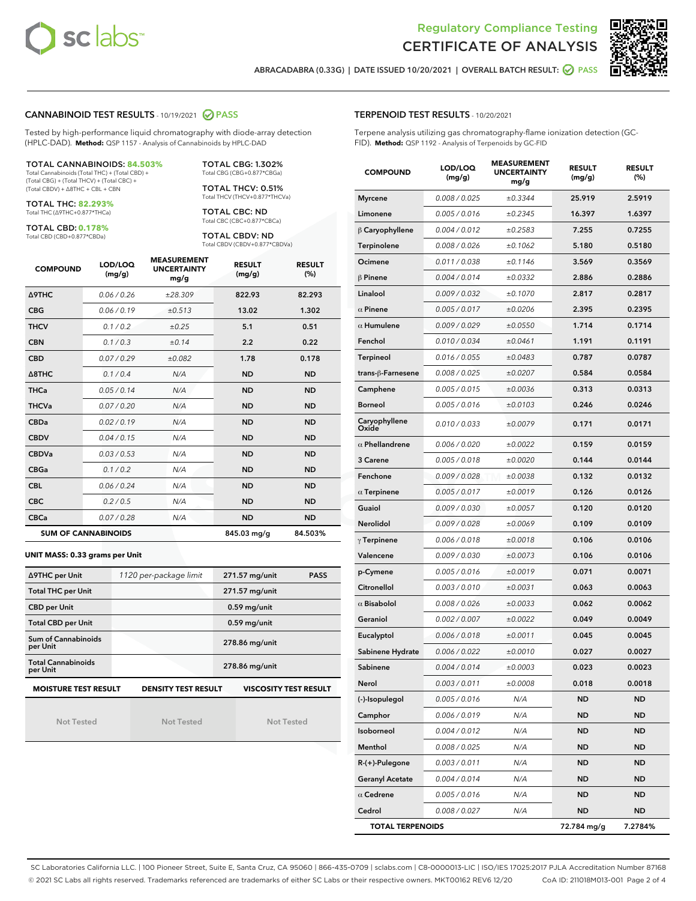Regulatory Compliance Testing
# CERTIFICATE OF ANALYSIS

ABRACADABRA (0.33G) | DATE ISSUED 10/20/2021 | OVERALL BATCH RESULT: PASS

## CANNABINOID TEST RESULTS - 10/19/2021 PASS

Tested by high-performance liquid chromatography with diode-array detection (HPLC-DAD). **Method:** QSP 1157 - Analysis of Cannabinoids by HPLC-DAD

**TOTAL CANNABINOIDS: 84.503%**
Total Cannabinoids (Total THC) + (Total CBD) + (Total CBG) + (Total THCV) + (Total CBC) + (Total CBDV) + Δ8THC + CBL + CBN

**TOTAL THC: 82.293%**
Total THC (Δ9THC+0.877*THCa)

**TOTAL CBD: 0.178%**
Total CBD (CBD+0.877*CBDa)

**TOTAL CBG: 1.302%**
Total CBG (CBG+0.877*CBGa)

**TOTAL THCV: 0.51%**
Total THCV (THCV+0.877*THCVa)

**TOTAL CBC: ND**
Total CBC (CBC+0.877*CBCa)

**TOTAL CBDV: ND**
Total CBDV (CBDV+0.877*CBDVa)

| COMPOUND | LOD/LOQ (mg/g) | MEASUREMENT UNCERTAINTY mg/g | RESULT (mg/g) | RESULT (%) |
|---|---|---|---|---|
| Δ9THC | 0.06 / 0.26 | ±28.309 | 822.93 | 82.293 |
| CBG | 0.06 / 0.19 | ±0.513 | 13.02 | 1.302 |
| THCV | 0.1 / 0.2 | ±0.25 | 5.1 | 0.51 |
| CBN | 0.1 / 0.3 | ±0.14 | 2.2 | 0.22 |
| CBD | 0.07 / 0.29 | ±0.082 | 1.78 | 0.178 |
| Δ8THC | 0.1 / 0.4 | N/A | ND | ND |
| THCa | 0.05 / 0.14 | N/A | ND | ND |
| THCVa | 0.07 / 0.20 | N/A | ND | ND |
| CBDa | 0.02 / 0.19 | N/A | ND | ND |
| CBDV | 0.04 / 0.15 | N/A | ND | ND |
| CBDVa | 0.03 / 0.53 | N/A | ND | ND |
| CBGa | 0.1 / 0.2 | N/A | ND | ND |
| CBL | 0.06 / 0.24 | N/A | ND | ND |
| CBC | 0.2 / 0.5 | N/A | ND | ND |
| CBCa | 0.07 / 0.28 | N/A | ND | ND |
| **SUM OF CANNABINOIDS** | | | 845.03 mg/g | 84.503% |

**UNIT MASS: 0.33 grams per Unit**

| Δ9THC per Unit | 1120 per-package limit | 271.57 mg/unit | PASS |
|---|---|---|---|
| Total THC per Unit | | 271.57 mg/unit | |
| CBD per Unit | | 0.59 mg/unit | |
| Total CBD per Unit | | 0.59 mg/unit | |
| Sum of Cannabinoids per Unit | | 278.86 mg/unit | |
| Total Cannabinoids per Unit | | 278.86 mg/unit | |

| MOISTURE TEST RESULT | DENSITY TEST RESULT | VISCOSITY TEST RESULT |
|---|---|---|
| Not Tested | Not Tested | Not Tested |

## TERPENOID TEST RESULTS - 10/20/2021

Terpene analysis utilizing gas chromatography-flame ionization detection (GC-FID). **Method:** QSP 1192 - Analysis of Terpenoids by GC-FID

| COMPOUND | LOD/LOQ (mg/g) | MEASUREMENT UNCERTAINTY mg/g | RESULT (mg/g) | RESULT (%) |
|---|---|---|---|---|
| Myrcene | 0.008 / 0.025 | ±0.3344 | 25.919 | 2.5919 |
| Limonene | 0.005 / 0.016 | ±0.2345 | 16.397 | 1.6397 |
| β Caryophyllene | 0.004 / 0.012 | ±0.2583 | 7.255 | 0.7255 |
| Terpinolene | 0.008 / 0.026 | ±0.1062 | 5.180 | 0.5180 |
| Ocimene | 0.011 / 0.038 | ±0.1146 | 3.569 | 0.3569 |
| β Pinene | 0.004 / 0.014 | ±0.0332 | 2.886 | 0.2886 |
| Linalool | 0.009 / 0.032 | ±0.1070 | 2.817 | 0.2817 |
| α Pinene | 0.005 / 0.017 | ±0.0206 | 2.395 | 0.2395 |
| α Humulene | 0.009 / 0.029 | ±0.0550 | 1.714 | 0.1714 |
| Fenchol | 0.010 / 0.034 | ±0.0461 | 1.191 | 0.1191 |
| Terpineol | 0.016 / 0.055 | ±0.0483 | 0.787 | 0.0787 |
| trans-β-Farnesene | 0.008 / 0.025 | ±0.0207 | 0.584 | 0.0584 |
| Camphene | 0.005 / 0.015 | ±0.0036 | 0.313 | 0.0313 |
| Borneol | 0.005 / 0.016 | ±0.0103 | 0.246 | 0.0246 |
| Caryophyllene Oxide | 0.010 / 0.033 | ±0.0079 | 0.171 | 0.0171 |
| α Phellandrene | 0.006 / 0.020 | ±0.0022 | 0.159 | 0.0159 |
| 3 Carene | 0.005 / 0.018 | ±0.0020 | 0.144 | 0.0144 |
| Fenchone | 0.009 / 0.028 | ±0.0038 | 0.132 | 0.0132 |
| α Terpinene | 0.005 / 0.017 | ±0.0019 | 0.126 | 0.0126 |
| Guaiol | 0.009 / 0.030 | ±0.0057 | 0.120 | 0.0120 |
| Nerolidol | 0.009 / 0.028 | ±0.0069 | 0.109 | 0.0109 |
| γ Terpinene | 0.006 / 0.018 | ±0.0018 | 0.106 | 0.0106 |
| Valencene | 0.009 / 0.030 | ±0.0073 | 0.106 | 0.0106 |
| p-Cymene | 0.005 / 0.016 | ±0.0019 | 0.071 | 0.0071 |
| Citronellol | 0.003 / 0.010 | ±0.0031 | 0.063 | 0.0063 |
| α Bisabolol | 0.008 / 0.026 | ±0.0033 | 0.062 | 0.0062 |
| Geraniol | 0.002 / 0.007 | ±0.0022 | 0.049 | 0.0049 |
| Eucalyptol | 0.006 / 0.018 | ±0.0011 | 0.045 | 0.0045 |
| Sabinene Hydrate | 0.006 / 0.022 | ±0.0010 | 0.027 | 0.0027 |
| Sabinene | 0.004 / 0.014 | ±0.0003 | 0.023 | 0.0023 |
| Nerol | 0.003 / 0.011 | ±0.0008 | 0.018 | 0.0018 |
| (-)-Isopulegol | 0.005 / 0.016 | N/A | ND | ND |
| Camphor | 0.006 / 0.019 | N/A | ND | ND |
| Isoborneol | 0.004 / 0.012 | N/A | ND | ND |
| Menthol | 0.008 / 0.025 | N/A | ND | ND |
| R-(+)-Pulegone | 0.003 / 0.011 | N/A | ND | ND |
| Geranyl Acetate | 0.004 / 0.014 | N/A | ND | ND |
| α Cedrene | 0.005 / 0.016 | N/A | ND | ND |
| Cedrol | 0.008 / 0.027 | N/A | ND | ND |
| **TOTAL TERPENOIDS** | | | 72.784 mg/g | 7.2784% |

SC Laboratories California LLC. | 100 Pioneer Street, Suite E, Santa Cruz, CA 95060 | 866-435-0709 | sclabs.com | C8-0000013-LIC | ISO/IES 17025:2017 PJLA Accreditation Number 87168
© 2021 SC Labs all rights reserved. Trademarks referenced are trademarks of either SC Labs or their respective owners. MKT00162 REV6 12/20 CoA ID: 211018M013-001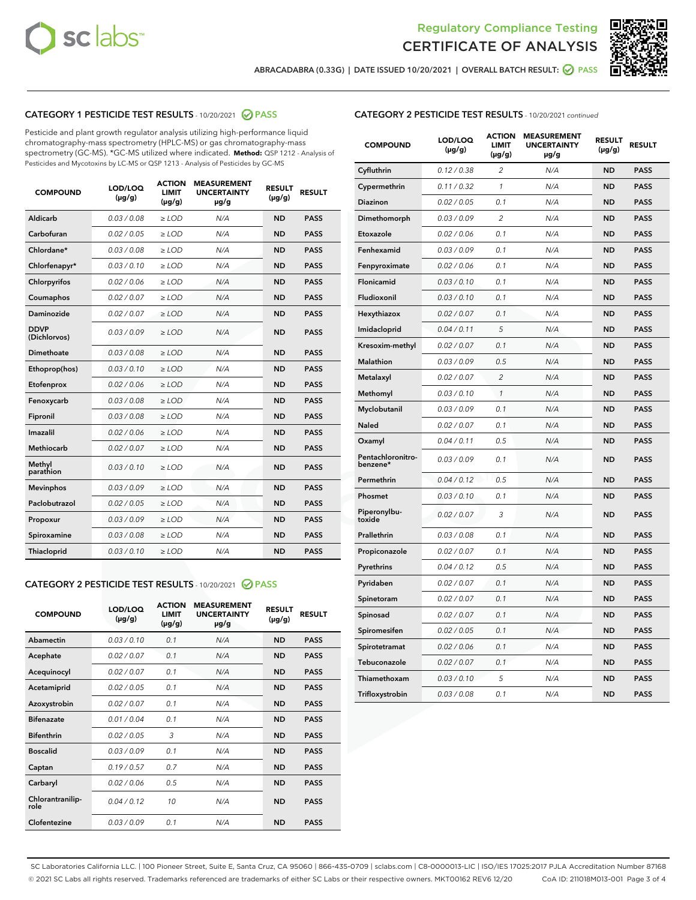# Regulatory Compliance Testing
# CERTIFICATE OF ANALYSIS

ABRACADABRA (0.33G) | DATE ISSUED 10/20/2021 | OVERALL BATCH RESULT: PASS

## CATEGORY 1 PESTICIDE TEST RESULTS - 10/20/2021 PASS

Pesticide and plant growth regulator analysis utilizing high-performance liquid chromatography-mass spectrometry (HPLC-MS) or gas chromatography-mass spectrometry (GC-MS). *GC-MS utilized where indicated. **Method:** QSP 1212 - Analysis of Pesticides and Mycotoxins by LC-MS or QSP 1213 - Analysis of Pesticides by GC-MS

| COMPOUND | LOD/LOQ (µg/g) | ACTION LIMIT (µg/g) | MEASUREMENT UNCERTAINTY µg/g | RESULT (µg/g) | RESULT |
|---|---|---|---|---|---|
| Aldicarb | 0.03 / 0.08 | ≥ LOD | N/A | ND | PASS |
| Carbofuran | 0.02 / 0.05 | ≥ LOD | N/A | ND | PASS |
| Chlordane* | 0.03 / 0.08 | ≥ LOD | N/A | ND | PASS |
| Chlorfenapyr* | 0.03 / 0.10 | ≥ LOD | N/A | ND | PASS |
| Chlorpyrifos | 0.02 / 0.06 | ≥ LOD | N/A | ND | PASS |
| Coumaphos | 0.02 / 0.07 | ≥ LOD | N/A | ND | PASS |
| Daminozide | 0.02 / 0.07 | ≥ LOD | N/A | ND | PASS |
| DDVP (Dichlorvos) | 0.03 / 0.09 | ≥ LOD | N/A | ND | PASS |
| Dimethoate | 0.03 / 0.08 | ≥ LOD | N/A | ND | PASS |
| Ethoprop(hos) | 0.03 / 0.10 | ≥ LOD | N/A | ND | PASS |
| Etofenprox | 0.02 / 0.06 | ≥ LOD | N/A | ND | PASS |
| Fenoxycarb | 0.03 / 0.08 | ≥ LOD | N/A | ND | PASS |
| Fipronil | 0.03 / 0.08 | ≥ LOD | N/A | ND | PASS |
| Imazalil | 0.02 / 0.06 | ≥ LOD | N/A | ND | PASS |
| Methiocarb | 0.02 / 0.07 | ≥ LOD | N/A | ND | PASS |
| Methyl parathion | 0.03 / 0.10 | ≥ LOD | N/A | ND | PASS |
| Mevinphos | 0.03 / 0.09 | ≥ LOD | N/A | ND | PASS |
| Paclobutrazol | 0.02 / 0.05 | ≥ LOD | N/A | ND | PASS |
| Propoxur | 0.03 / 0.09 | ≥ LOD | N/A | ND | PASS |
| Spiroxamine | 0.03 / 0.08 | ≥ LOD | N/A | ND | PASS |
| Thiacloprid | 0.03 / 0.10 | ≥ LOD | N/A | ND | PASS |

## CATEGORY 2 PESTICIDE TEST RESULTS - 10/20/2021 PASS

| COMPOUND | LOD/LOQ (µg/g) | ACTION LIMIT (µg/g) | MEASUREMENT UNCERTAINTY µg/g | RESULT (µg/g) | RESULT |
|---|---|---|---|---|---|
| Abamectin | 0.03 / 0.10 | 0.1 | N/A | ND | PASS |
| Acephate | 0.02 / 0.07 | 0.1 | N/A | ND | PASS |
| Acequinocyl | 0.02 / 0.07 | 0.1 | N/A | ND | PASS |
| Acetamiprid | 0.02 / 0.05 | 0.1 | N/A | ND | PASS |
| Azoxystrobin | 0.02 / 0.07 | 0.1 | N/A | ND | PASS |
| Bifenazate | 0.01 / 0.04 | 0.1 | N/A | ND | PASS |
| Bifenthrin | 0.02 / 0.05 | 3 | N/A | ND | PASS |
| Boscalid | 0.03 / 0.09 | 0.1 | N/A | ND | PASS |
| Captan | 0.19 / 0.57 | 0.7 | N/A | ND | PASS |
| Carbaryl | 0.02 / 0.06 | 0.5 | N/A | ND | PASS |
| Chlorantraniliprole | 0.04 / 0.12 | 10 | N/A | ND | PASS |
| Clofentezine | 0.03 / 0.09 | 0.1 | N/A | ND | PASS |
| Cyfluthrin | 0.12 / 0.38 | 2 | N/A | ND | PASS |
| Cypermethrin | 0.11 / 0.32 | 1 | N/A | ND | PASS |
| Diazinon | 0.02 / 0.05 | 0.1 | N/A | ND | PASS |
| Dimethomorph | 0.03 / 0.09 | 2 | N/A | ND | PASS |
| Etoxazole | 0.02 / 0.06 | 0.1 | N/A | ND | PASS |
| Fenhexamid | 0.03 / 0.09 | 0.1 | N/A | ND | PASS |
| Fenpyroximate | 0.02 / 0.06 | 0.1 | N/A | ND | PASS |
| Flonicamid | 0.03 / 0.10 | 0.1 | N/A | ND | PASS |
| Fludioxonil | 0.03 / 0.10 | 0.1 | N/A | ND | PASS |
| Hexythiazox | 0.02 / 0.07 | 0.1 | N/A | ND | PASS |
| Imidacloprid | 0.04 / 0.11 | 5 | N/A | ND | PASS |
| Kresoxim-methyl | 0.02 / 0.07 | 0.1 | N/A | ND | PASS |
| Malathion | 0.03 / 0.09 | 0.5 | N/A | ND | PASS |
| Metalaxyl | 0.02 / 0.07 | 2 | N/A | ND | PASS |
| Methomyl | 0.03 / 0.10 | 1 | N/A | ND | PASS |
| Myclobutanil | 0.03 / 0.09 | 0.1 | N/A | ND | PASS |
| Naled | 0.02 / 0.07 | 0.1 | N/A | ND | PASS |
| Oxamyl | 0.04 / 0.11 | 0.5 | N/A | ND | PASS |
| Pentachloronitrobenzene* | 0.03 / 0.09 | 0.1 | N/A | ND | PASS |
| Permethrin | 0.04 / 0.12 | 0.5 | N/A | ND | PASS |
| Phosmet | 0.03 / 0.10 | 0.1 | N/A | ND | PASS |
| Piperonylbutoxide | 0.02 / 0.07 | 3 | N/A | ND | PASS |
| Prallethrin | 0.03 / 0.08 | 0.1 | N/A | ND | PASS |
| Propiconazole | 0.02 / 0.07 | 0.1 | N/A | ND | PASS |
| Pyrethrins | 0.04 / 0.12 | 0.5 | N/A | ND | PASS |
| Pyridaben | 0.02 / 0.07 | 0.1 | N/A | ND | PASS |
| Spinetoram | 0.02 / 0.07 | 0.1 | N/A | ND | PASS |
| Spinosad | 0.02 / 0.07 | 0.1 | N/A | ND | PASS |
| Spiromesifen | 0.02 / 0.05 | 0.1 | N/A | ND | PASS |
| Spirotetramat | 0.02 / 0.06 | 0.1 | N/A | ND | PASS |
| Tebuconazole | 0.02 / 0.07 | 0.1 | N/A | ND | PASS |
| Thiamethoxam | 0.03 / 0.10 | 5 | N/A | ND | PASS |
| Trifloxystrobin | 0.03 / 0.08 | 0.1 | N/A | ND | PASS |

SC Laboratories California LLC. | 100 Pioneer Street, Suite E, Santa Cruz, CA 95060 | 866-435-0709 | sclabs.com | C8-0000013-LIC | ISO/IES 17025:2017 PJLA Accreditation Number 87168
© 2021 SC Labs all rights reserved. Trademarks referenced are trademarks of either SC Labs or their respective owners. MKT00162 REV6 12/20 CoA ID: 211018M013-001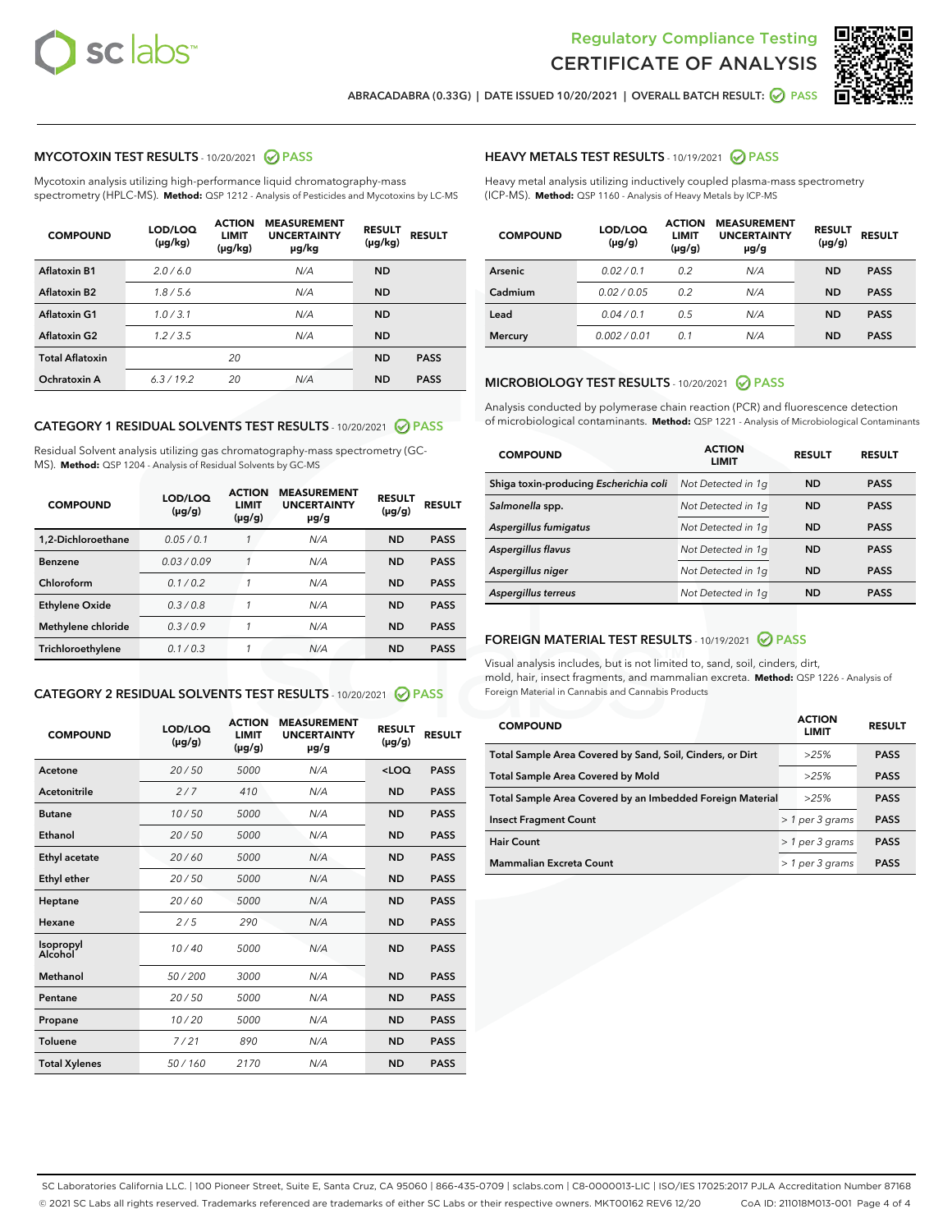Regulatory Compliance Testing
CERTIFICATE OF ANALYSIS

ABRACADABRA (0.33G) | DATE ISSUED 10/20/2021 | OVERALL BATCH RESULT: PASS

## MYCOTOXIN TEST RESULTS - 10/20/2021 PASS

Mycotoxin analysis utilizing high-performance liquid chromatography-mass spectrometry (HPLC-MS). **Method:** QSP 1212 - Analysis of Pesticides and Mycotoxins by LC-MS

| COMPOUND | LOD/LOQ (µg/kg) | ACTION LIMIT (µg/kg) | MEASUREMENT UNCERTAINTY µg/kg | RESULT (µg/kg) | RESULT |
|---|---|---|---|---|---|
| Aflatoxin B1 | 2.0 / 6.0 | | N/A | ND | |
| Aflatoxin B2 | 1.8 / 5.6 | | N/A | ND | |
| Aflatoxin G1 | 1.0 / 3.1 | | N/A | ND | |
| Aflatoxin G2 | 1.2 / 3.5 | | N/A | ND | |
| Total Aflatoxin | | 20 | | ND | PASS |
| Ochratoxin A | 6.3 / 19.2 | 20 | N/A | ND | PASS |

## CATEGORY 1 RESIDUAL SOLVENTS TEST RESULTS - 10/20/2021 PASS

Residual Solvent analysis utilizing gas chromatography-mass spectrometry (GC-MS). **Method:** QSP 1204 - Analysis of Residual Solvents by GC-MS

| COMPOUND | LOD/LOQ (µg/g) | ACTION LIMIT (µg/g) | MEASUREMENT UNCERTAINTY µg/g | RESULT (µg/g) | RESULT |
|---|---|---|---|---|---|
| 1,2-Dichloroethane | 0.05 / 0.1 | 1 | N/A | ND | PASS |
| Benzene | 0.03 / 0.09 | 1 | N/A | ND | PASS |
| Chloroform | 0.1 / 0.2 | 1 | N/A | ND | PASS |
| Ethylene Oxide | 0.3 / 0.8 | 1 | N/A | ND | PASS |
| Methylene chloride | 0.3 / 0.9 | 1 | N/A | ND | PASS |
| Trichloroethylene | 0.1 / 0.3 | 1 | N/A | ND | PASS |

## CATEGORY 2 RESIDUAL SOLVENTS TEST RESULTS - 10/20/2021 PASS

| COMPOUND | LOD/LOQ (µg/g) | ACTION LIMIT (µg/g) | MEASUREMENT UNCERTAINTY µg/g | RESULT (µg/g) | RESULT |
|---|---|---|---|---|---|
| Acetone | 20 / 50 | 5000 | N/A | <LOQ | PASS |
| Acetonitrile | 2 / 7 | 410 | N/A | ND | PASS |
| Butane | 10 / 50 | 5000 | N/A | ND | PASS |
| Ethanol | 20 / 50 | 5000 | N/A | ND | PASS |
| Ethyl acetate | 20 / 60 | 5000 | N/A | ND | PASS |
| Ethyl ether | 20 / 50 | 5000 | N/A | ND | PASS |
| Heptane | 20 / 60 | 5000 | N/A | ND | PASS |
| Hexane | 2 / 5 | 290 | N/A | ND | PASS |
| Isopropyl Alcohol | 10 / 40 | 5000 | N/A | ND | PASS |
| Methanol | 50 / 200 | 3000 | N/A | ND | PASS |
| Pentane | 20 / 50 | 5000 | N/A | ND | PASS |
| Propane | 10 / 20 | 5000 | N/A | ND | PASS |
| Toluene | 7 / 21 | 890 | N/A | ND | PASS |
| Total Xylenes | 50 / 160 | 2170 | N/A | ND | PASS |

## HEAVY METALS TEST RESULTS - 10/19/2021 PASS

Heavy metal analysis utilizing inductively coupled plasma-mass spectrometry (ICP-MS). **Method:** QSP 1160 - Analysis of Heavy Metals by ICP-MS

| COMPOUND | LOD/LOQ (µg/g) | ACTION LIMIT (µg/g) | MEASUREMENT UNCERTAINTY µg/g | RESULT (µg/g) | RESULT |
|---|---|---|---|---|---|
| Arsenic | 0.02 / 0.1 | 0.2 | N/A | ND | PASS |
| Cadmium | 0.02 / 0.05 | 0.2 | N/A | ND | PASS |
| Lead | 0.04 / 0.1 | 0.5 | N/A | ND | PASS |
| Mercury | 0.002 / 0.01 | 0.1 | N/A | ND | PASS |

## MICROBIOLOGY TEST RESULTS - 10/20/2021 PASS

Analysis conducted by polymerase chain reaction (PCR) and fluorescence detection of microbiological contaminants. **Method:** QSP 1221 - Analysis of Microbiological Contaminants

| COMPOUND | ACTION LIMIT | RESULT | RESULT |
|---|---|---|---|
| Shiga toxin-producing *Escherichia coli* | Not Detected in 1g | ND | PASS |
| *Salmonella* spp. | Not Detected in 1g | ND | PASS |
| *Aspergillus fumigatus* | Not Detected in 1g | ND | PASS |
| *Aspergillus flavus* | Not Detected in 1g | ND | PASS |
| *Aspergillus niger* | Not Detected in 1g | ND | PASS |
| *Aspergillus terreus* | Not Detected in 1g | ND | PASS |

## FOREIGN MATERIAL TEST RESULTS - 10/19/2021 PASS

Visual analysis includes, but is not limited to, sand, soil, cinders, dirt, mold, hair, insect fragments, and mammalian excreta. **Method:** QSP 1226 - Analysis of Foreign Material in Cannabis and Cannabis Products

| COMPOUND | ACTION LIMIT | RESULT |
|---|---|---|
| Total Sample Area Covered by Sand, Soil, Cinders, or Dirt | >25% | PASS |
| Total Sample Area Covered by Mold | >25% | PASS |
| Total Sample Area Covered by an Imbedded Foreign Material | >25% | PASS |
| Insect Fragment Count | > 1 per 3 grams | PASS |
| Hair Count | > 1 per 3 grams | PASS |
| Mammalian Excreta Count | > 1 per 3 grams | PASS |

SC Laboratories California LLC. | 100 Pioneer Street, Suite E, Santa Cruz, CA 95060 | 866-435-0709 | sclabs.com | C8-0000013-LIC | ISO/IES 17025:2017 PJLA Accreditation Number 87168
© 2021 SC Labs all rights reserved. Trademarks referenced are trademarks of either SC Labs or their respective owners. MKT00162 REV6 12/20 CoA ID: 211018M013-001